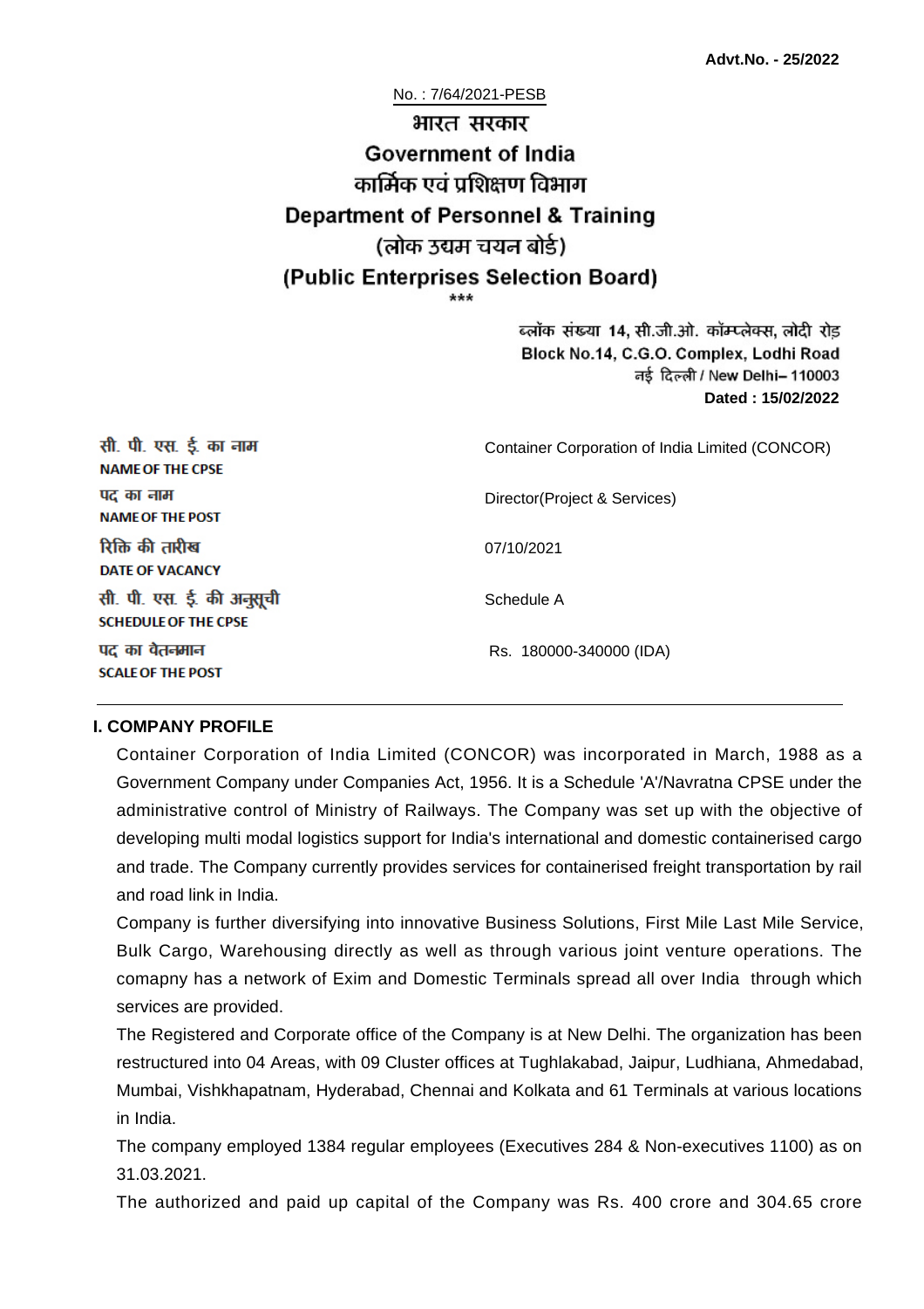**Advt.No. - 25/2022**

No. : 7/64/2021-PESB

# भारत सरकार
# Government of India
## कार्मिक एवं प्रशिक्षण विभाग
## Department of Personnel & Training
## (लोक उद्यम चयन बोर्ड)
## (Public Enterprises Selection Board)

\*\*\*

ब्लॉक संख्या 14, सी.जी.ओ. कॉम्प्लेक्स, लोदी रोड़
Block No.14, C.G.O. Complex, Lodhi Road
नई दिल्ली / New Delhi– 110003
**Dated : 15/02/2022**

| | |
|---|---|
| सी. पी. एस. ई. का नाम<br>**NAME OF THE CPSE** | Container Corporation of India Limited (CONCOR) |
| पद का नाम<br>**NAME OF THE POST** | Director(Project & Services) |
| रिक्ति की तारीख<br>**DATE OF VACANCY** | 07/10/2021 |
| सी. पी. एस. ई. की अनुसूची<br>**SCHEDULE OF THE CPSE** | Schedule A |
| पद का वेतनमान<br>**SCALE OF THE POST** | Rs. 180000-340000 (IDA) |

### I. COMPANY PROFILE

Container Corporation of India Limited (CONCOR) was incorporated in March, 1988 as a Government Company under Companies Act, 1956. It is a Schedule 'A'/Navratna CPSE under the administrative control of Ministry of Railways. The Company was set up with the objective of developing multi modal logistics support for India's international and domestic containerised cargo and trade. The Company currently provides services for containerised freight transportation by rail and road link in India.

Company is further diversifying into innovative Business Solutions, First Mile Last Mile Service, Bulk Cargo, Warehousing directly as well as through various joint venture operations. The comapny has a network of Exim and Domestic Terminals spread all over India through which services are provided.

The Registered and Corporate office of the Company is at New Delhi. The organization has been restructured into 04 Areas, with 09 Cluster offices at Tughlakabad, Jaipur, Ludhiana, Ahmedabad, Mumbai, Vishkhapatnam, Hyderabad, Chennai and Kolkata and 61 Terminals at various locations in India.

The company employed 1384 regular employees (Executives 284 & Non-executives 1100) as on 31.03.2021.

The authorized and paid up capital of the Company was Rs. 400 crore and 304.65 crore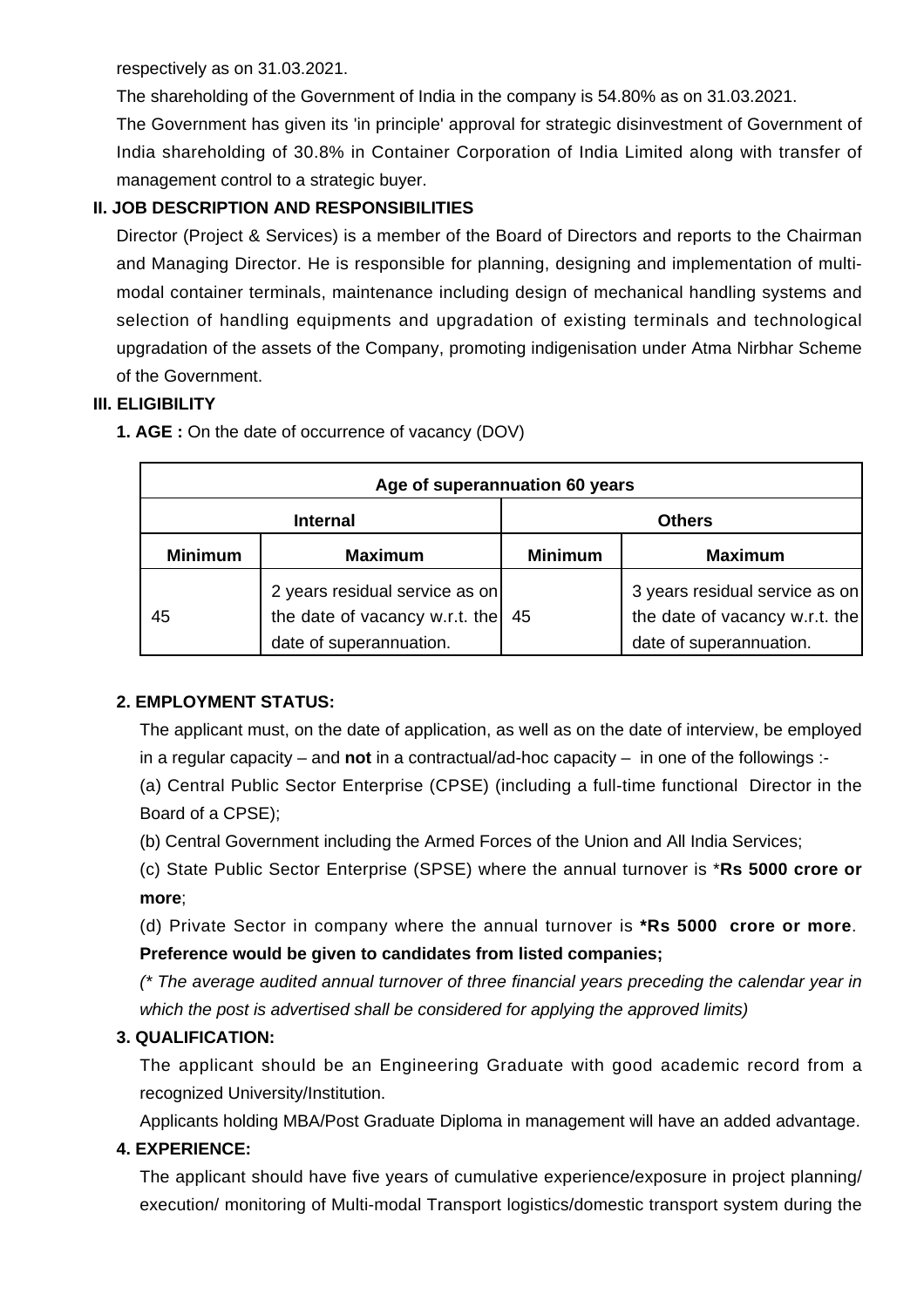respectively as on 31.03.2021.

The shareholding of the Government of India in the company is 54.80% as on 31.03.2021.

The Government has given its 'in principle' approval for strategic disinvestment of Government of India shareholding of 30.8% in Container Corporation of India Limited along with transfer of management control to a strategic buyer.

## II. JOB DESCRIPTION AND RESPONSIBILITIES

Director (Project & Services) is a member of the Board of Directors and reports to the Chairman and Managing Director. He is responsible for planning, designing and implementation of multi-modal container terminals, maintenance including design of mechanical handling systems and selection of handling equipments and upgradation of existing terminals and technological upgradation of the assets of the Company, promoting indigenisation under Atma Nirbhar Scheme of the Government.

## III. ELIGIBILITY

**1. AGE :** On the date of occurrence of vacancy (DOV)

| Age of superannuation 60 years | | | |
|---|---|---|---|
| **Internal** | | **Others** | |
| **Minimum** | **Maximum** | **Minimum** | **Maximum** |
| 45 | 2 years residual service as on the date of vacancy w.r.t. the date of superannuation. | 45 | 3 years residual service as on the date of vacancy w.r.t. the date of superannuation. |

**2. EMPLOYMENT STATUS:**

The applicant must, on the date of application, as well as on the date of interview, be employed in a regular capacity – and **not** in a contractual/ad-hoc capacity – in one of the followings :-

(a) Central Public Sector Enterprise (CPSE) (including a full-time functional Director in the Board of a CPSE);

(b) Central Government including the Armed Forces of the Union and All India Services;

(c) State Public Sector Enterprise (SPSE) where the annual turnover is ***Rs 5000 crore or more**;

(d) Private Sector in company where the annual turnover is ***Rs 5000 crore or more**. **Preference would be given to candidates from listed companies;**

*(* The average audited annual turnover of three financial years preceding the calendar year in which the post is advertised shall be considered for applying the approved limits)*

**3. QUALIFICATION:**

The applicant should be an Engineering Graduate with good academic record from a recognized University/Institution.

Applicants holding MBA/Post Graduate Diploma in management will have an added advantage.

**4. EXPERIENCE:**

The applicant should have five years of cumulative experience/exposure in project planning/ execution/ monitoring of Multi-modal Transport logistics/domestic transport system during the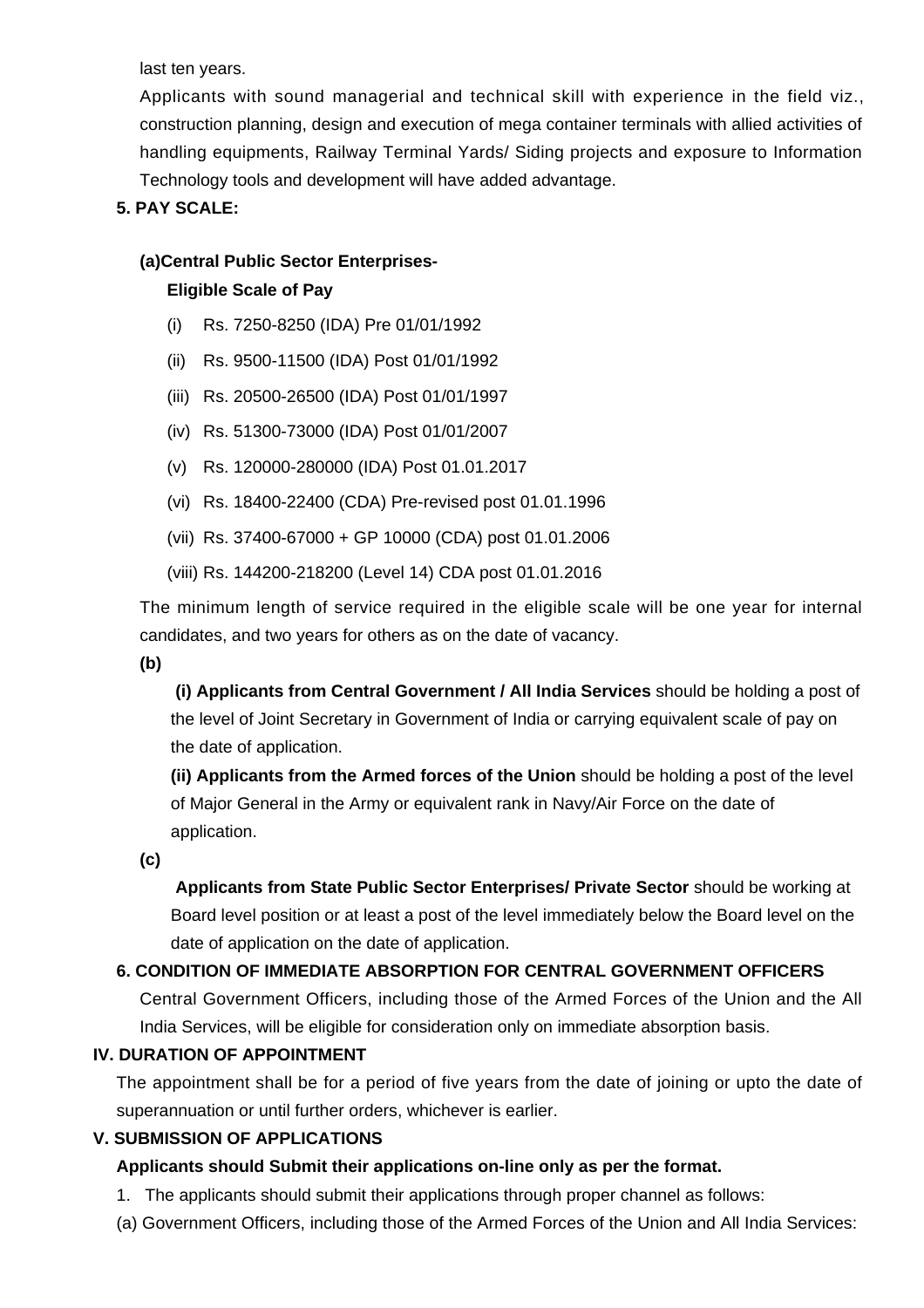last ten years.

Applicants with sound managerial and technical skill with experience in the field viz., construction planning, design and execution of mega container terminals with allied activities of handling equipments, Railway Terminal Yards/ Siding projects and exposure to Information Technology tools and development will have added advantage.

**5. PAY SCALE:**

**(a)Central Public Sector Enterprises-**

**Eligible Scale of Pay**

(i) Rs. 7250-8250 (IDA) Pre 01/01/1992

(ii) Rs. 9500-11500 (IDA) Post 01/01/1992

(iii) Rs. 20500-26500 (IDA) Post 01/01/1997

(iv) Rs. 51300-73000 (IDA) Post 01/01/2007

(v) Rs. 120000-280000 (IDA) Post 01.01.2017

(vi) Rs. 18400-22400 (CDA) Pre-revised post 01.01.1996

(vii) Rs. 37400-67000 + GP 10000 (CDA) post 01.01.2006

(viii) Rs. 144200-218200 (Level 14) CDA post 01.01.2016

The minimum length of service required in the eligible scale will be one year for internal candidates, and two years for others as on the date of vacancy.

**(b)**

**(i) Applicants from Central Government / All India Services** should be holding a post of the level of Joint Secretary in Government of India or carrying equivalent scale of pay on the date of application.

**(ii) Applicants from the Armed forces of the Union** should be holding a post of the level of Major General in the Army or equivalent rank in Navy/Air Force on the date of application.

**(c)**

**Applicants from State Public Sector Enterprises/ Private Sector** should be working at Board level position or at least a post of the level immediately below the Board level on the date of application on the date of application.

**6. CONDITION OF IMMEDIATE ABSORPTION FOR CENTRAL GOVERNMENT OFFICERS**

Central Government Officers, including those of the Armed Forces of the Union and the All India Services, will be eligible for consideration only on immediate absorption basis.

**IV. DURATION OF APPOINTMENT**

The appointment shall be for a period of five years from the date of joining or upto the date of superannuation or until further orders, whichever is earlier.

**V. SUBMISSION OF APPLICATIONS**

**Applicants should Submit their applications on-line only as per the format.**

1. The applicants should submit their applications through proper channel as follows:

(a) Government Officers, including those of the Armed Forces of the Union and All India Services: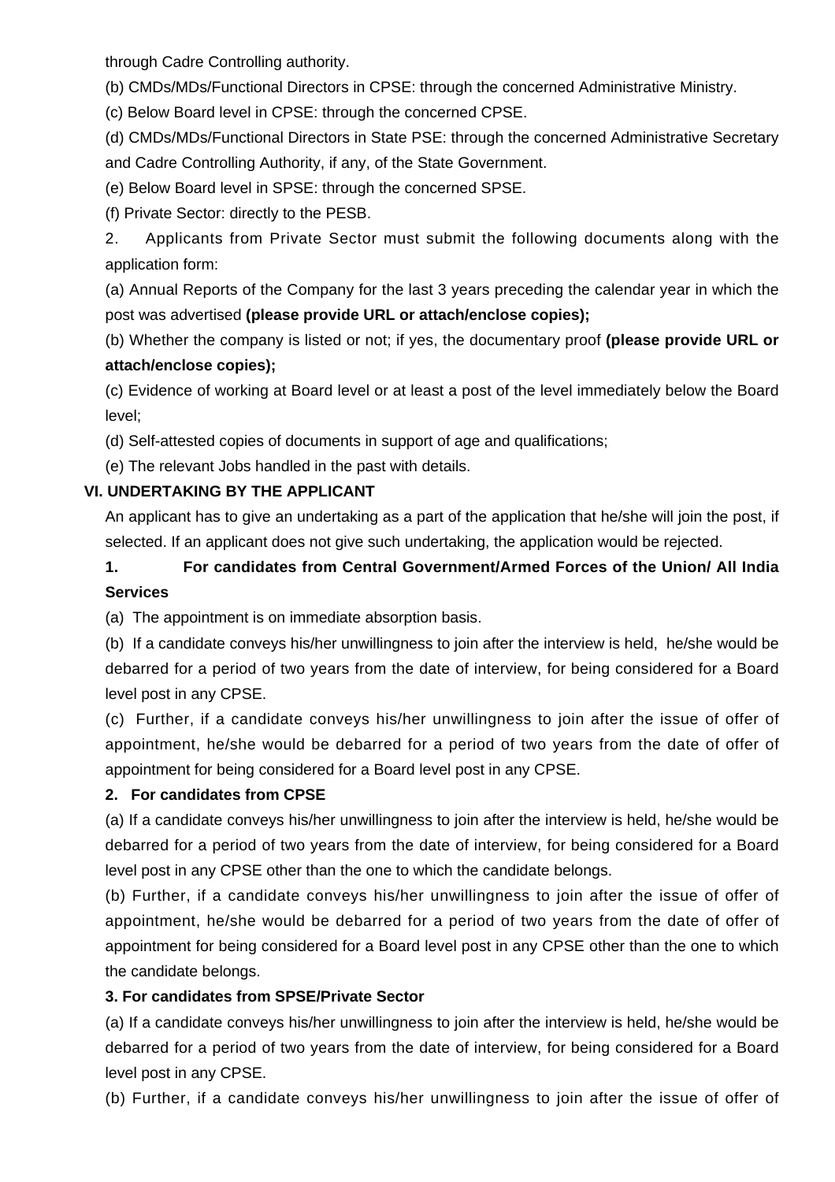through Cadre Controlling authority.

(b) CMDs/MDs/Functional Directors in CPSE: through the concerned Administrative Ministry.

(c) Below Board level in CPSE: through the concerned CPSE.

(d) CMDs/MDs/Functional Directors in State PSE: through the concerned Administrative Secretary and Cadre Controlling Authority, if any, of the State Government.

(e) Below Board level in SPSE: through the concerned SPSE.

(f) Private Sector: directly to the PESB.

2. Applicants from Private Sector must submit the following documents along with the application form:

(a) Annual Reports of the Company for the last 3 years preceding the calendar year in which the post was advertised **(please provide URL or attach/enclose copies);**

(b) Whether the company is listed or not; if yes, the documentary proof **(please provide URL or attach/enclose copies);**

(c) Evidence of working at Board level or at least a post of the level immediately below the Board level;

(d) Self-attested copies of documents in support of age and qualifications;

(e) The relevant Jobs handled in the past with details.

### VI. UNDERTAKING BY THE APPLICANT

An applicant has to give an undertaking as a part of the application that he/she will join the post, if selected. If an applicant does not give such undertaking, the application would be rejected.

**1. For candidates from Central Government/Armed Forces of the Union/ All India Services**

(a) The appointment is on immediate absorption basis.

(b) If a candidate conveys his/her unwillingness to join after the interview is held, he/she would be debarred for a period of two years from the date of interview, for being considered for a Board level post in any CPSE.

(c) Further, if a candidate conveys his/her unwillingness to join after the issue of offer of appointment, he/she would be debarred for a period of two years from the date of offer of appointment for being considered for a Board level post in any CPSE.

**2. For candidates from CPSE**

(a) If a candidate conveys his/her unwillingness to join after the interview is held, he/she would be debarred for a period of two years from the date of interview, for being considered for a Board level post in any CPSE other than the one to which the candidate belongs.

(b) Further, if a candidate conveys his/her unwillingness to join after the issue of offer of appointment, he/she would be debarred for a period of two years from the date of offer of appointment for being considered for a Board level post in any CPSE other than the one to which the candidate belongs.

**3. For candidates from SPSE/Private Sector**

(a) If a candidate conveys his/her unwillingness to join after the interview is held, he/she would be debarred for a period of two years from the date of interview, for being considered for a Board level post in any CPSE.

(b) Further, if a candidate conveys his/her unwillingness to join after the issue of offer of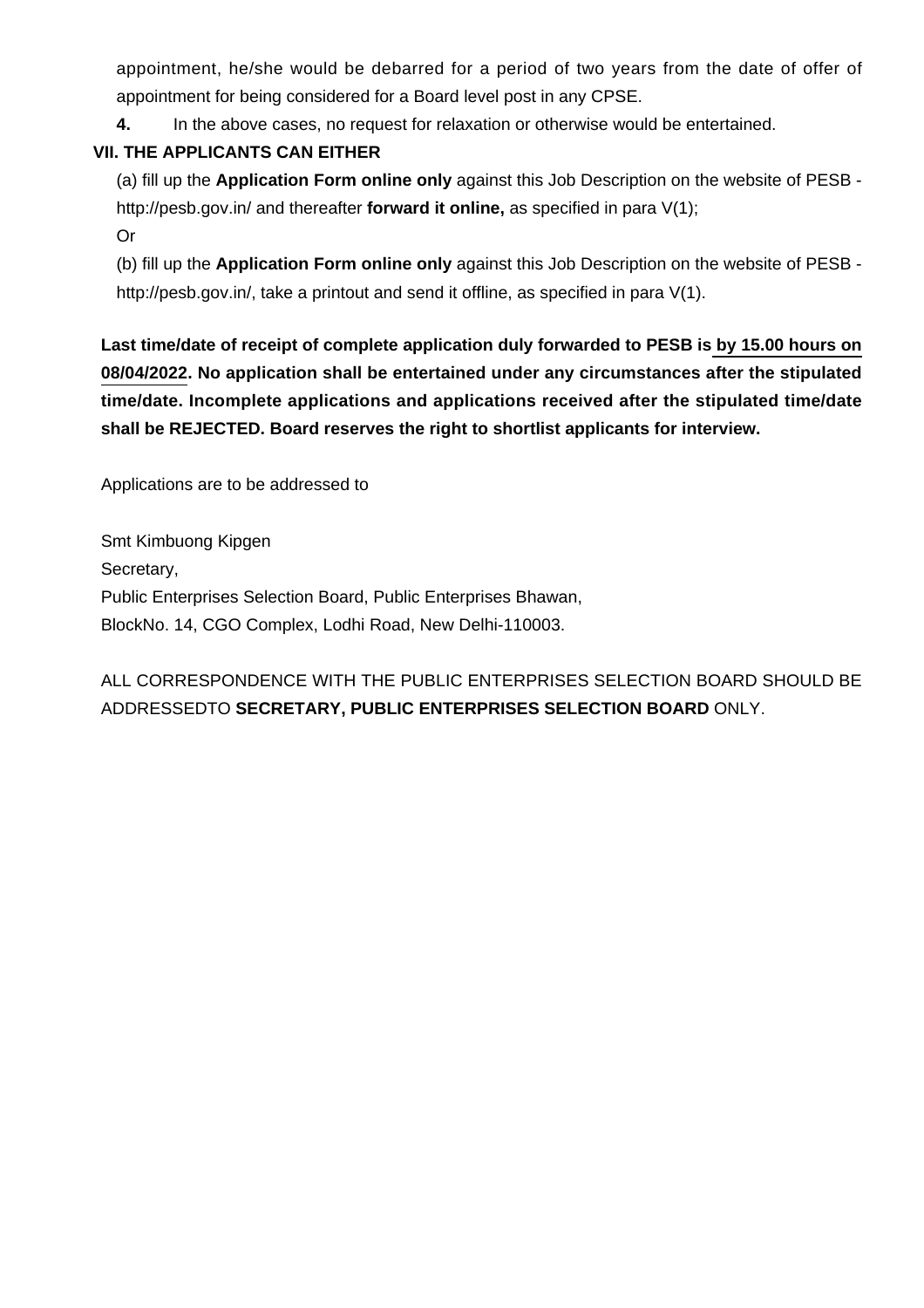appointment, he/she would be debarred for a period of two years from the date of offer of appointment for being considered for a Board level post in any CPSE.

**4.** In the above cases, no request for relaxation or otherwise would be entertained.

**VII. THE APPLICANTS CAN EITHER**

(a) fill up the **Application Form online only** against this Job Description on the website of PESB - http://pesb.gov.in/ and thereafter **forward it online,** as specified in para V(1);

Or

(b) fill up the **Application Form online only** against this Job Description on the website of PESB - http://pesb.gov.in/, take a printout and send it offline, as specified in para V(1).

**Last time/date of receipt of complete application duly forwarded to PESB is by 15.00 hours on 08/04/2022. No application shall be entertained under any circumstances after the stipulated time/date. Incomplete applications and applications received after the stipulated time/date shall be REJECTED. Board reserves the right to shortlist applicants for interview.**

Applications are to be addressed to

Smt Kimbuong Kipgen
Secretary,
Public Enterprises Selection Board, Public Enterprises Bhawan,
BlockNo. 14, CGO Complex, Lodhi Road, New Delhi-110003.

ALL CORRESPONDENCE WITH THE PUBLIC ENTERPRISES SELECTION BOARD SHOULD BE ADDRESSEDTO **SECRETARY, PUBLIC ENTERPRISES SELECTION BOARD** ONLY.